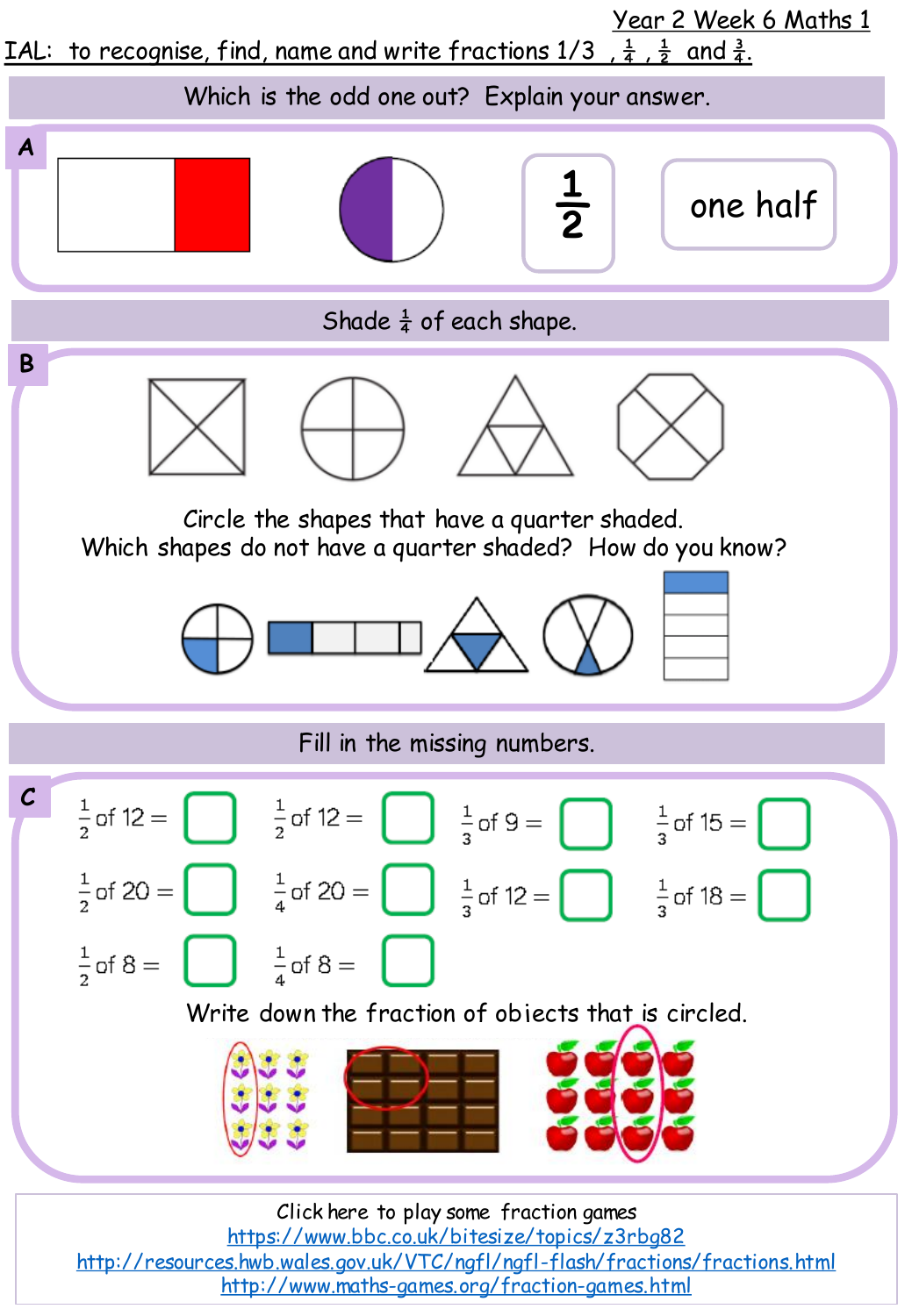Year 2 Week 6 Maths 1

IAL: to recognise, find, name and write fractions 1/3, $\frac{1}{4}$, $\frac{1}{2}$ and $\frac{3}{4}$.

## Which is the odd one out? Explain your answer.

**A**

$\frac{1}{2}$

one half

## Shade $\frac{1}{4}$ of each shape.

**B**

Circle the shapes that have a quarter shaded.
Which shapes do not have a quarter shaded? How do you know?

## Fill in the missing numbers.

**C**

$\frac{1}{2}$ of 12 = ☐ $\frac{1}{2}$ of 12 = ☐ $\frac{1}{3}$ of 9 = ☐ $\frac{1}{3}$ of 15 = ☐

$\frac{1}{2}$ of 20 = ☐ $\frac{1}{4}$ of 20 = ☐ $\frac{1}{3}$ of 12 = ☐ $\frac{1}{3}$ of 18 = ☐

$\frac{1}{2}$ of 8 = ☐ $\frac{1}{4}$ of 8 = ☐

Write down the fraction of objects that is circled.

Click here to play some fraction games
https://www.bbc.co.uk/bitesize/topics/z3rbg82
http://resources.hwb.wales.gov.uk/VTC/ngfl/ngfl-flash/fractions/fractions.html
http://www.maths-games.org/fraction-games.html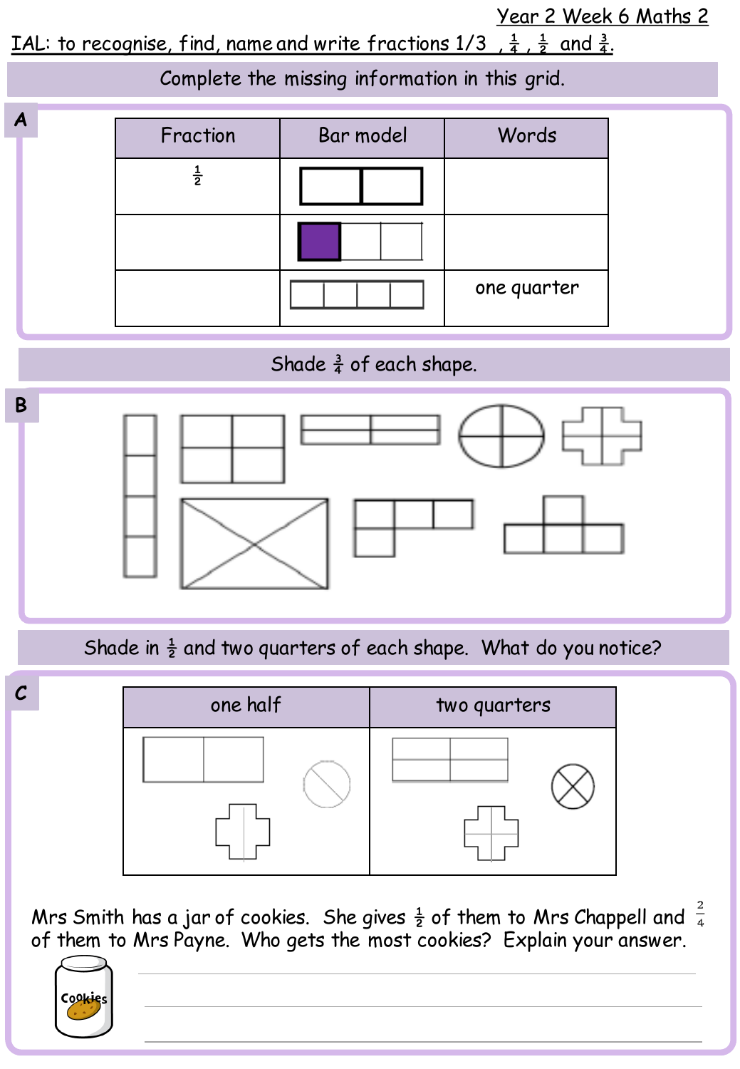Year 2 Week 6 Maths 2

IAL: to recognise, find, name and write fractions 1/3 , $\frac{1}{4}$ , $\frac{1}{2}$ and $\frac{3}{4}$.

Complete the missing information in this grid.

**A**

| Fraction | Bar model | Words |
|---|---|---|
| $\frac{1}{2}$ | | |
| | | |
| | | one quarter |

Shade $\frac{3}{4}$ of each shape.

**B**

Shade in $\frac{1}{2}$ and two quarters of each shape. What do you notice?

**C**

| one half | two quarters |
|---|---|
| | |

Mrs Smith has a jar of cookies. She gives $\frac{1}{2}$ of them to Mrs Chappell and $\frac{2}{4}$ of them to Mrs Payne. Who gets the most cookies? Explain your answer.

Cookies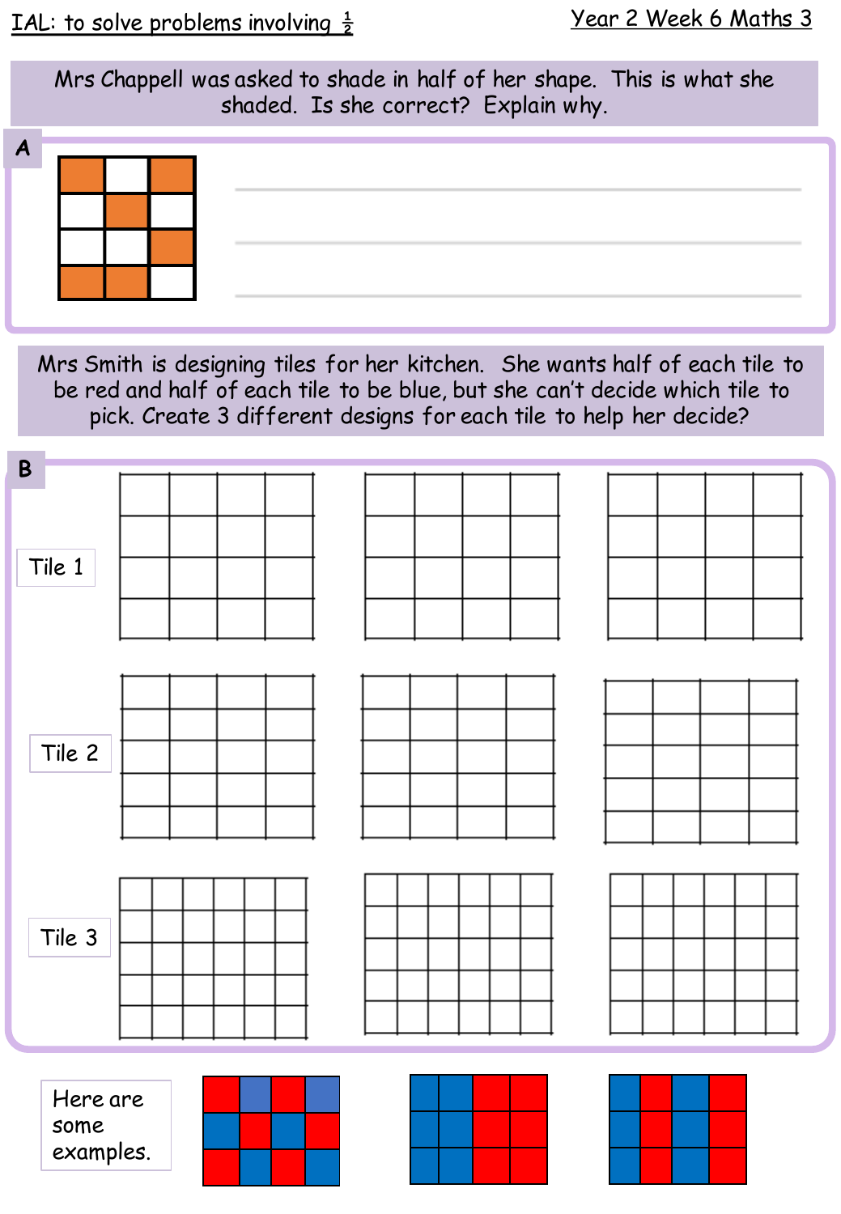IAL: to solve problems involving $\frac{1}{2}$

Year 2 Week 6 Maths 3

Mrs Chappell was asked to shade in half of her shape. This is what she shaded. Is she correct? Explain why.

**A**

Mrs Smith is designing tiles for her kitchen. She wants half of each tile to be red and half of each tile to be blue, but she can't decide which tile to pick. Create 3 different designs for each tile to help her decide?

**B**

Tile 1

Tile 2

Tile 3

Here are some examples.